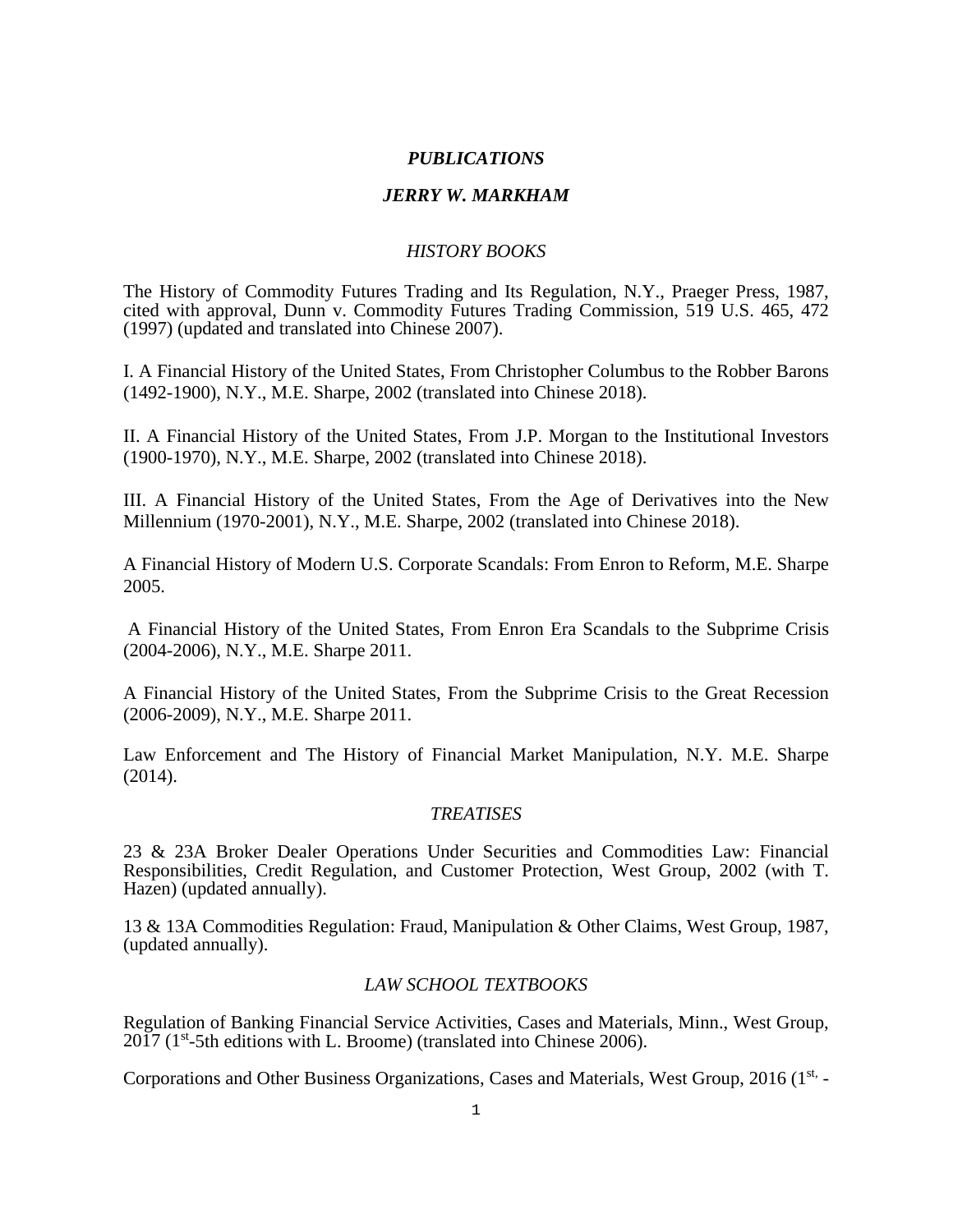# *PUBLICATIONS*

## *JERRY W. MARKHAM*

### *HISTORY BOOKS*

The History of Commodity Futures Trading and Its Regulation, N.Y., Praeger Press, 1987, cited with approval, Dunn v. Commodity Futures Trading Commission, 519 U.S. 465, 472 (1997) (updated and translated into Chinese 2007).

I. A Financial History of the United States, From Christopher Columbus to the Robber Barons (1492-1900), N.Y., M.E. Sharpe, 2002 (translated into Chinese 2018).

II. A Financial History of the United States, From J.P. Morgan to the Institutional Investors (1900-1970), N.Y., M.E. Sharpe, 2002 (translated into Chinese 2018).

III. A Financial History of the United States, From the Age of Derivatives into the New Millennium (1970-2001), N.Y., M.E. Sharpe, 2002 (translated into Chinese 2018).

A Financial History of Modern U.S. Corporate Scandals: From Enron to Reform, M.E. Sharpe 2005.

A Financial History of the United States, From Enron Era Scandals to the Subprime Crisis (2004-2006), N.Y., M.E. Sharpe 2011.

A Financial History of the United States, From the Subprime Crisis to the Great Recession (2006-2009), N.Y., M.E. Sharpe 2011.

Law Enforcement and The History of Financial Market Manipulation, N.Y. M.E. Sharpe (2014).

### *TREATISES*

23 & 23A Broker Dealer Operations Under Securities and Commodities Law: Financial Responsibilities, Credit Regulation, and Customer Protection, West Group, 2002 (with T. Hazen) (updated annually).

13 & 13A Commodities Regulation: Fraud, Manipulation & Other Claims, West Group, 1987, (updated annually).

### *LAW SCHOOL TEXTBOOKS*

Regulation of Banking Financial Service Activities, Cases and Materials, Minn., West Group, 2017 (1st-5th editions with L. Broome) (translated into Chinese 2006).

Corporations and Other Business Organizations, Cases and Materials, West Group, 2016 (1st, -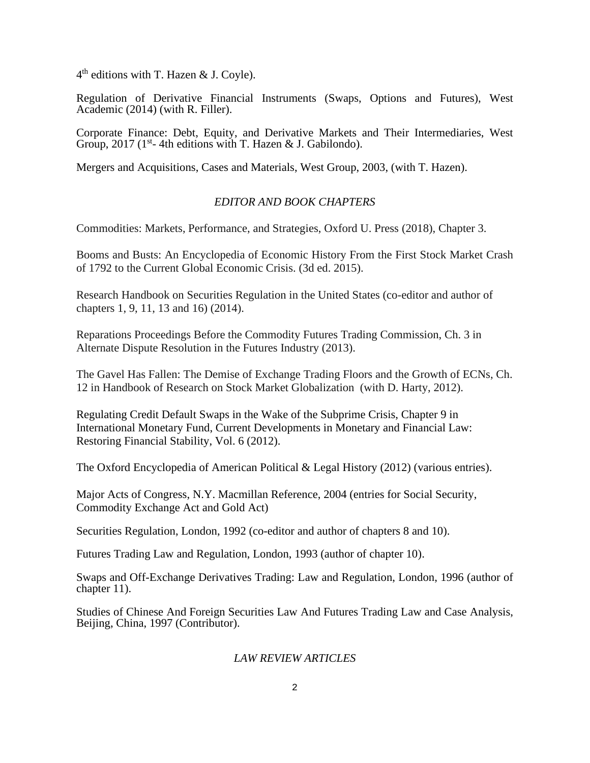4th editions with T. Hazen & J. Coyle).

Regulation of Derivative Financial Instruments (Swaps, Options and Futures), West Academic (2014) (with R. Filler).

Corporate Finance: Debt, Equity, and Derivative Markets and Their Intermediaries, West Group, 2017 (1st- 4th editions with T. Hazen & J. Gabilondo).

Mergers and Acquisitions, Cases and Materials, West Group, 2003, (with T. Hazen).

## *EDITOR AND BOOK CHAPTERS*

Commodities: Markets, Performance, and Strategies, Oxford U. Press (2018), Chapter 3.

Booms and Busts: An Encyclopedia of Economic History From the First Stock Market Crash of 1792 to the Current Global Economic Crisis. (3d ed. 2015).

Research Handbook on Securities Regulation in the United States (co-editor and author of chapters 1, 9, 11, 13 and 16) (2014).

Reparations Proceedings Before the Commodity Futures Trading Commission, Ch. 3 in Alternate Dispute Resolution in the Futures Industry (2013).

The Gavel Has Fallen: The Demise of Exchange Trading Floors and the Growth of ECNs, Ch. 12 in Handbook of Research on Stock Market Globalization (with D. Harty, 2012).

Regulating Credit Default Swaps in the Wake of the Subprime Crisis, Chapter 9 in International Monetary Fund, Current Developments in Monetary and Financial Law: Restoring Financial Stability, Vol. 6 (2012).

The Oxford Encyclopedia of American Political & Legal History (2012) (various entries).

Major Acts of Congress, N.Y. Macmillan Reference, 2004 (entries for Social Security, Commodity Exchange Act and Gold Act)

Securities Regulation, London, 1992 (co-editor and author of chapters 8 and 10).

Futures Trading Law and Regulation, London, 1993 (author of chapter 10).

Swaps and Off-Exchange Derivatives Trading: Law and Regulation, London, 1996 (author of chapter 11).

Studies of Chinese And Foreign Securities Law And Futures Trading Law and Case Analysis, Beijing, China, 1997 (Contributor).

## *LAW REVIEW ARTICLES*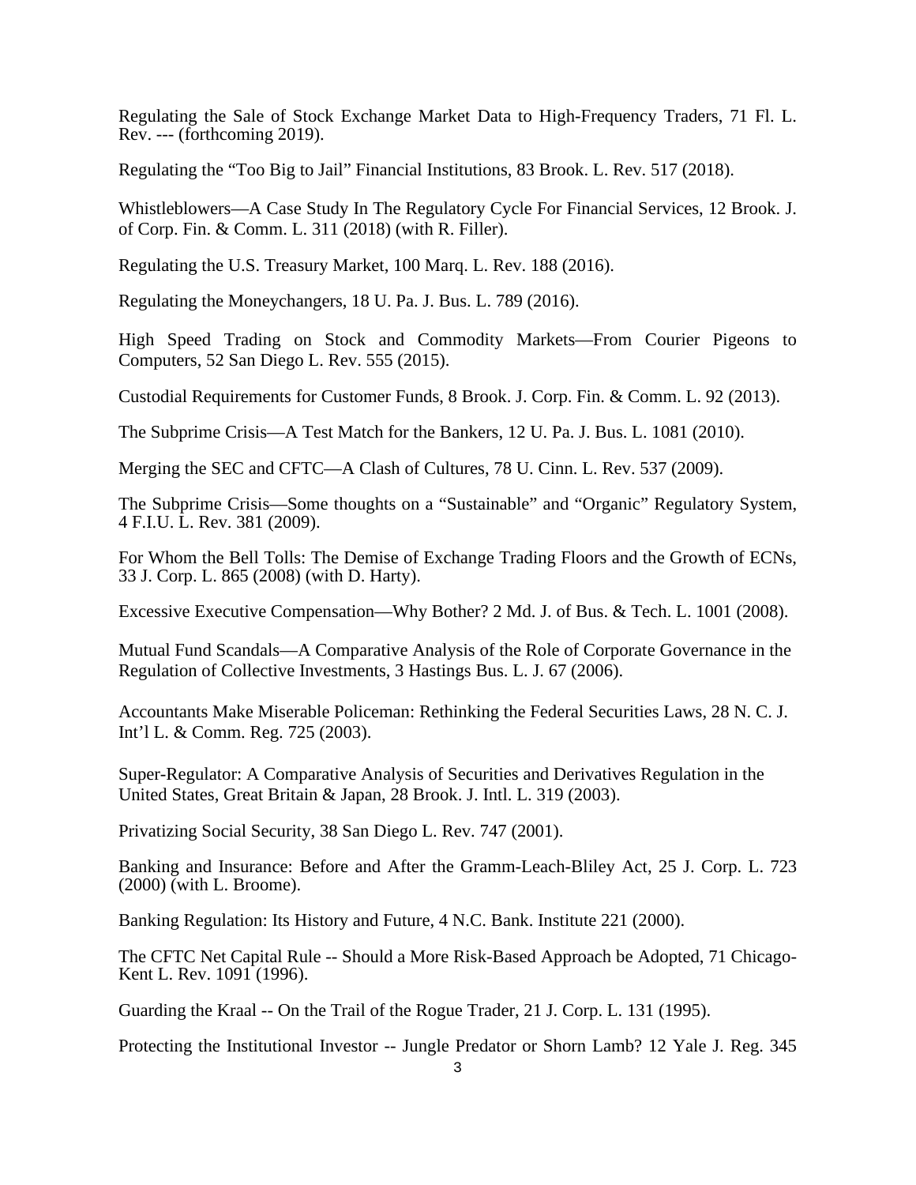Regulating the Sale of Stock Exchange Market Data to High-Frequency Traders, 71 Fl. L. Rev. --- (forthcoming 2019).

Regulating the "Too Big to Jail" Financial Institutions, 83 Brook. L. Rev. 517 (2018).

Whistleblowers—A Case Study In The Regulatory Cycle For Financial Services, 12 Brook. J. of Corp. Fin. & Comm. L. 311 (2018) (with R. Filler).

Regulating the U.S. Treasury Market, 100 Marq. L. Rev. 188 (2016).

Regulating the Moneychangers, 18 U. Pa. J. Bus. L. 789 (2016).

High Speed Trading on Stock and Commodity Markets—From Courier Pigeons to Computers, 52 San Diego L. Rev. 555 (2015).

Custodial Requirements for Customer Funds, 8 Brook. J. Corp. Fin. & Comm. L. 92 (2013).

The Subprime Crisis—A Test Match for the Bankers, 12 U. Pa. J. Bus. L. 1081 (2010).

Merging the SEC and CFTC—A Clash of Cultures, 78 U. Cinn. L. Rev. 537 (2009).

The Subprime Crisis—Some thoughts on a "Sustainable" and "Organic" Regulatory System, 4 F.I.U. L. Rev. 381 (2009).

For Whom the Bell Tolls: The Demise of Exchange Trading Floors and the Growth of ECNs, 33 J. Corp. L. 865 (2008) (with D. Harty).

Excessive Executive Compensation—Why Bother? 2 Md. J. of Bus. & Tech. L. 1001 (2008).

Mutual Fund Scandals—A Comparative Analysis of the Role of Corporate Governance in the Regulation of Collective Investments, 3 Hastings Bus. L. J. 67 (2006).

Accountants Make Miserable Policeman: Rethinking the Federal Securities Laws, 28 N. C. J. Int'l L. & Comm. Reg. 725 (2003).

Super-Regulator: A Comparative Analysis of Securities and Derivatives Regulation in the United States, Great Britain & Japan, 28 Brook. J. Intl. L. 319 (2003).

Privatizing Social Security, 38 San Diego L. Rev. 747 (2001).

Banking and Insurance: Before and After the Gramm-Leach-Bliley Act, 25 J. Corp. L. 723 (2000) (with L. Broome).

Banking Regulation: Its History and Future, 4 N.C. Bank. Institute 221 (2000).

The CFTC Net Capital Rule -- Should a More Risk-Based Approach be Adopted, 71 Chicago-Kent L. Rev. 1091 (1996).

Guarding the Kraal -- On the Trail of the Rogue Trader, 21 J. Corp. L. 131 (1995).

Protecting the Institutional Investor -- Jungle Predator or Shorn Lamb? 12 Yale J. Reg. 345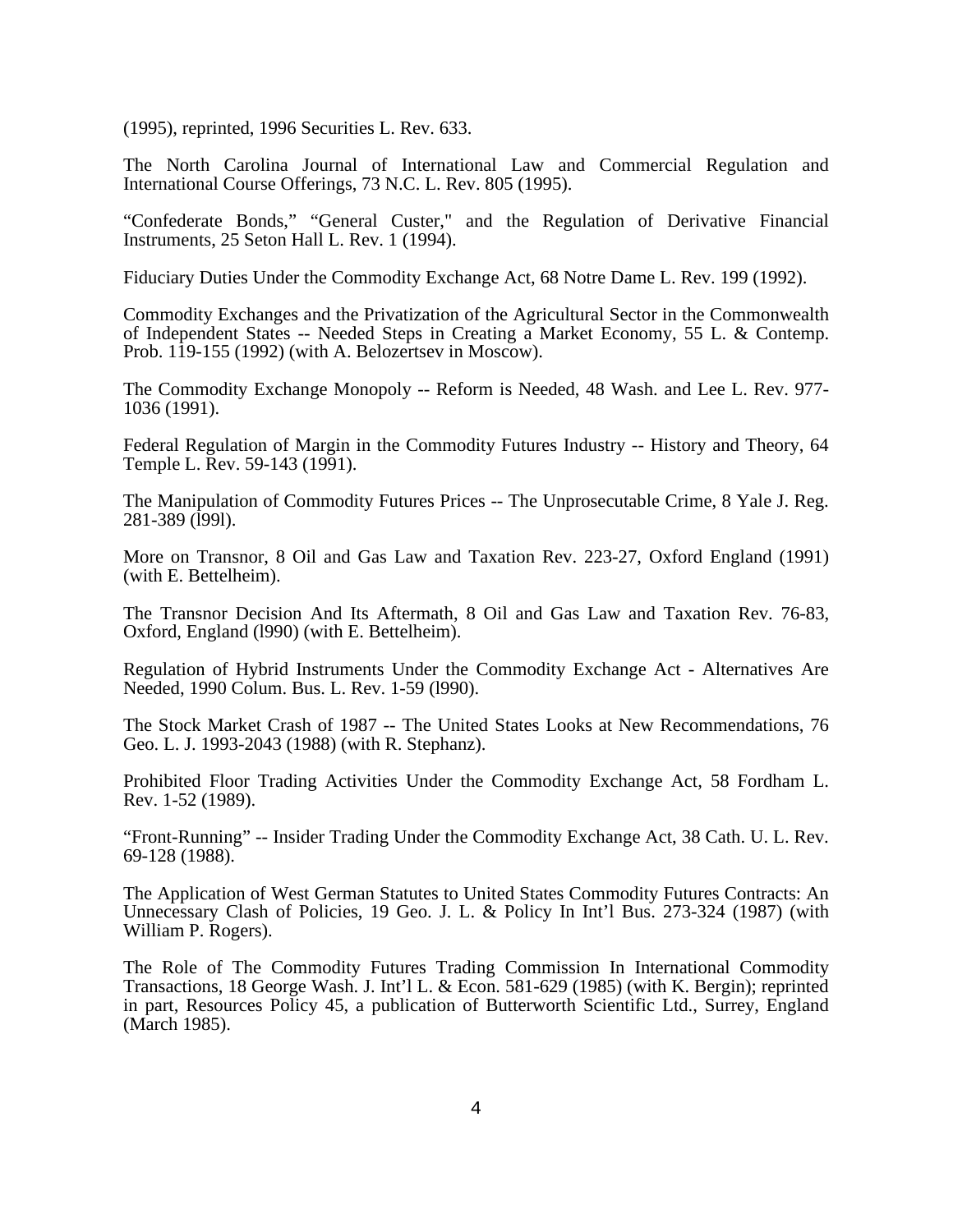(1995), reprinted, 1996 Securities L. Rev. 633.

The North Carolina Journal of International Law and Commercial Regulation and International Course Offerings, 73 N.C. L. Rev. 805 (1995).

"Confederate Bonds," "General Custer," and the Regulation of Derivative Financial Instruments, 25 Seton Hall L. Rev. 1 (1994).

Fiduciary Duties Under the Commodity Exchange Act, 68 Notre Dame L. Rev. 199 (1992).

Commodity Exchanges and the Privatization of the Agricultural Sector in the Commonwealth of Independent States -- Needed Steps in Creating a Market Economy, 55 L. & Contemp. Prob. 119-155 (1992) (with A. Belozertsev in Moscow).

The Commodity Exchange Monopoly -- Reform is Needed, 48 Wash. and Lee L. Rev. 977-1036 (1991).

Federal Regulation of Margin in the Commodity Futures Industry -- History and Theory, 64 Temple L. Rev. 59-143 (1991).

The Manipulation of Commodity Futures Prices -- The Unprosecutable Crime, 8 Yale J. Reg. 281-389 (l99l).

More on Transnor, 8 Oil and Gas Law and Taxation Rev. 223-27, Oxford England (1991) (with E. Bettelheim).

The Transnor Decision And Its Aftermath, 8 Oil and Gas Law and Taxation Rev. 76-83, Oxford, England (l990) (with E. Bettelheim).

Regulation of Hybrid Instruments Under the Commodity Exchange Act - Alternatives Are Needed, 1990 Colum. Bus. L. Rev. 1-59 (l990).

The Stock Market Crash of 1987 -- The United States Looks at New Recommendations, 76 Geo. L. J. 1993-2043 (1988) (with R. Stephanz).

Prohibited Floor Trading Activities Under the Commodity Exchange Act, 58 Fordham L. Rev. 1-52 (1989).

"Front-Running" -- Insider Trading Under the Commodity Exchange Act, 38 Cath. U. L. Rev. 69-128 (1988).

The Application of West German Statutes to United States Commodity Futures Contracts: An Unnecessary Clash of Policies, 19 Geo. J. L. & Policy In Int'l Bus. 273-324 (1987) (with William P. Rogers).

The Role of The Commodity Futures Trading Commission In International Commodity Transactions, 18 George Wash. J. Int'l L. & Econ. 581-629 (1985) (with K. Bergin); reprinted in part, Resources Policy 45, a publication of Butterworth Scientific Ltd., Surrey, England (March 1985).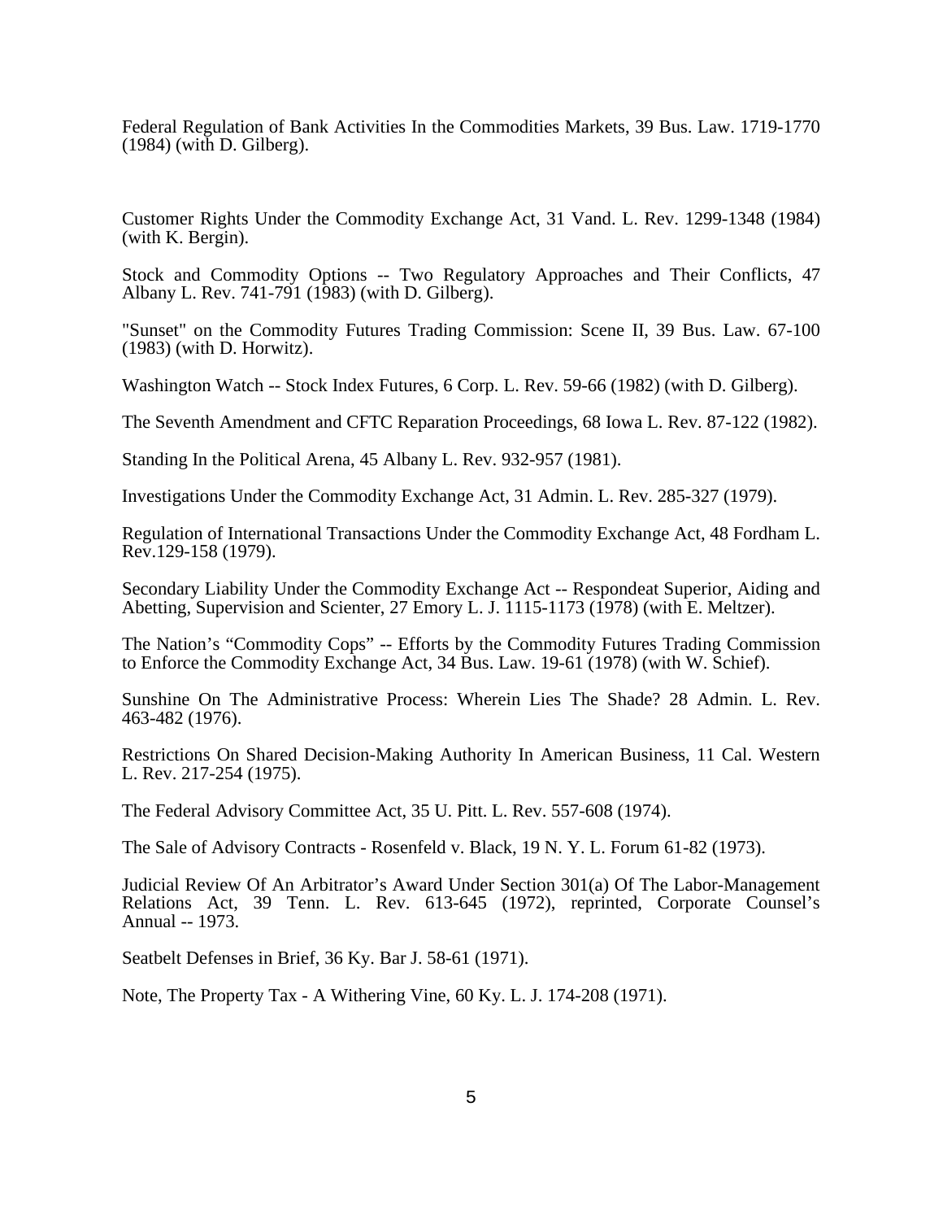Federal Regulation of Bank Activities In the Commodities Markets, 39 Bus. Law. 1719-1770 (1984) (with D. Gilberg).

Customer Rights Under the Commodity Exchange Act, 31 Vand. L. Rev. 1299-1348 (1984) (with K. Bergin).

Stock and Commodity Options -- Two Regulatory Approaches and Their Conflicts, 47 Albany L. Rev. 741-791 (1983) (with D. Gilberg).

"Sunset" on the Commodity Futures Trading Commission: Scene II, 39 Bus. Law. 67-100 (1983) (with D. Horwitz).

Washington Watch -- Stock Index Futures, 6 Corp. L. Rev. 59-66 (1982) (with D. Gilberg).

The Seventh Amendment and CFTC Reparation Proceedings, 68 Iowa L. Rev. 87-122 (1982).

Standing In the Political Arena, 45 Albany L. Rev. 932-957 (1981).

Investigations Under the Commodity Exchange Act, 31 Admin. L. Rev. 285-327 (1979).

Regulation of International Transactions Under the Commodity Exchange Act, 48 Fordham L. Rev.129-158 (1979).

Secondary Liability Under the Commodity Exchange Act -- Respondeat Superior, Aiding and Abetting, Supervision and Scienter, 27 Emory L. J. 1115-1173 (1978) (with E. Meltzer).

The Nation's "Commodity Cops" -- Efforts by the Commodity Futures Trading Commission to Enforce the Commodity Exchange Act, 34 Bus. Law. 19-61 (1978) (with W. Schief).

Sunshine On The Administrative Process: Wherein Lies The Shade? 28 Admin. L. Rev. 463-482 (1976).

Restrictions On Shared Decision-Making Authority In American Business, 11 Cal. Western L. Rev. 217-254 (1975).

The Federal Advisory Committee Act, 35 U. Pitt. L. Rev. 557-608 (1974).

The Sale of Advisory Contracts - Rosenfeld v. Black, 19 N. Y. L. Forum 61-82 (1973).

Judicial Review Of An Arbitrator's Award Under Section 301(a) Of The Labor-Management Relations Act, 39 Tenn. L. Rev. 613-645 (1972), reprinted, Corporate Counsel's Annual -- 1973.

Seatbelt Defenses in Brief, 36 Ky. Bar J. 58-61 (1971).

Note, The Property Tax - A Withering Vine, 60 Ky. L. J. 174-208 (1971).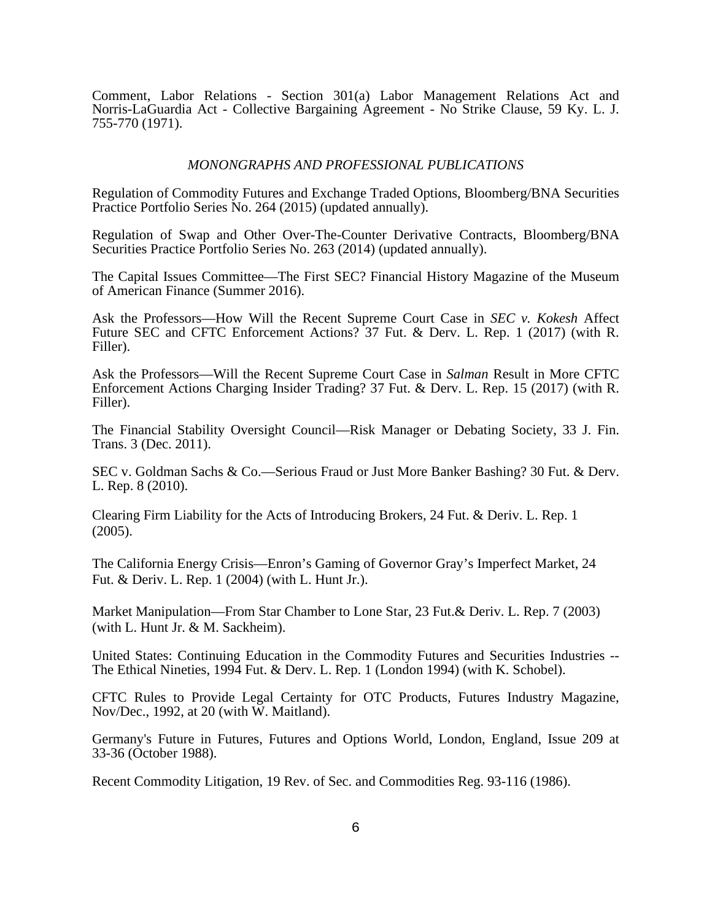Comment, Labor Relations - Section 301(a) Labor Management Relations Act and Norris-LaGuardia Act - Collective Bargaining Agreement - No Strike Clause, 59 Ky. L. J. 755-770 (1971).

## *MONONGRAPHS AND PROFESSIONAL PUBLICATIONS*

Regulation of Commodity Futures and Exchange Traded Options, Bloomberg/BNA Securities Practice Portfolio Series No. 264 (2015) (updated annually).

Regulation of Swap and Other Over-The-Counter Derivative Contracts, Bloomberg/BNA Securities Practice Portfolio Series No. 263 (2014) (updated annually).

The Capital Issues Committee—The First SEC? Financial History Magazine of the Museum of American Finance (Summer 2016).

Ask the Professors—How Will the Recent Supreme Court Case in *SEC v. Kokesh* Affect Future SEC and CFTC Enforcement Actions? 37 Fut. & Derv. L. Rep. 1 (2017) (with R. Filler).

Ask the Professors—Will the Recent Supreme Court Case in *Salman* Result in More CFTC Enforcement Actions Charging Insider Trading? 37 Fut. & Derv. L. Rep. 15 (2017) (with R. Filler).

The Financial Stability Oversight Council—Risk Manager or Debating Society, 33 J. Fin. Trans. 3 (Dec. 2011).

SEC v. Goldman Sachs & Co.—Serious Fraud or Just More Banker Bashing? 30 Fut. & Derv. L. Rep. 8 (2010).

Clearing Firm Liability for the Acts of Introducing Brokers, 24 Fut. & Deriv. L. Rep. 1 (2005).

The California Energy Crisis—Enron's Gaming of Governor Gray's Imperfect Market, 24 Fut. & Deriv. L. Rep. 1 (2004) (with L. Hunt Jr.).

Market Manipulation—From Star Chamber to Lone Star, 23 Fut.& Deriv. L. Rep. 7 (2003) (with L. Hunt Jr. & M. Sackheim).

United States: Continuing Education in the Commodity Futures and Securities Industries -- The Ethical Nineties, 1994 Fut. & Derv. L. Rep. 1 (London 1994) (with K. Schobel).

CFTC Rules to Provide Legal Certainty for OTC Products, Futures Industry Magazine, Nov/Dec., 1992, at 20 (with W. Maitland).

Germany's Future in Futures, Futures and Options World, London, England, Issue 209 at 33-36 (October 1988).

Recent Commodity Litigation, 19 Rev. of Sec. and Commodities Reg. 93-116 (1986).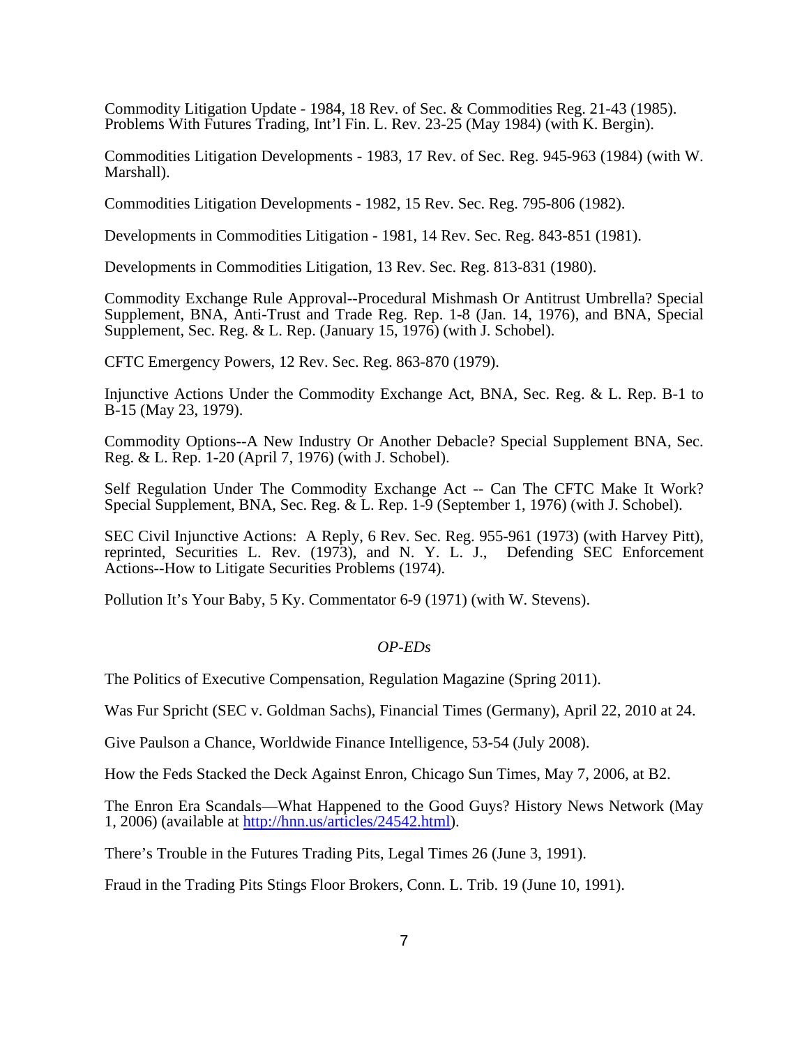Commodity Litigation Update - 1984, 18 Rev. of Sec. & Commodities Reg. 21-43 (1985). Problems With Futures Trading, Int'l Fin. L. Rev. 23-25 (May 1984) (with K. Bergin).

Commodities Litigation Developments - 1983, 17 Rev. of Sec. Reg. 945-963 (1984) (with W. Marshall).

Commodities Litigation Developments - 1982, 15 Rev. Sec. Reg. 795-806 (1982).

Developments in Commodities Litigation - 1981, 14 Rev. Sec. Reg. 843-851 (1981).

Developments in Commodities Litigation, 13 Rev. Sec. Reg. 813-831 (1980).

Commodity Exchange Rule Approval--Procedural Mishmash Or Antitrust Umbrella? Special Supplement, BNA, Anti-Trust and Trade Reg. Rep. 1-8 (Jan. 14, 1976), and BNA, Special Supplement, Sec. Reg. & L. Rep. (January 15, 1976) (with J. Schobel).

CFTC Emergency Powers, 12 Rev. Sec. Reg. 863-870 (1979).

Injunctive Actions Under the Commodity Exchange Act, BNA, Sec. Reg. & L. Rep. B-1 to B-15 (May 23, 1979).

Commodity Options--A New Industry Or Another Debacle? Special Supplement BNA, Sec. Reg. & L. Rep. 1-20 (April 7, 1976) (with J. Schobel).

Self Regulation Under The Commodity Exchange Act -- Can The CFTC Make It Work? Special Supplement, BNA, Sec. Reg. & L. Rep. 1-9 (September 1, 1976) (with J. Schobel).

SEC Civil Injunctive Actions: A Reply, 6 Rev. Sec. Reg. 955-961 (1973) (with Harvey Pitt), reprinted, Securities L. Rev. (1973), and N. Y. L. J., Defending SEC Enforcement Actions--How to Litigate Securities Problems (1974).

Pollution It's Your Baby, 5 Ky. Commentator 6-9 (1971) (with W. Stevens).

*OP-EDs*

The Politics of Executive Compensation, Regulation Magazine (Spring 2011).

Was Fur Spricht (SEC v. Goldman Sachs), Financial Times (Germany), April 22, 2010 at 24.

Give Paulson a Chance, Worldwide Finance Intelligence, 53-54 (July 2008).

How the Feds Stacked the Deck Against Enron, Chicago Sun Times, May 7, 2006, at B2.

The Enron Era Scandals—What Happened to the Good Guys? History News Network (May 1, 2006) (available at http://hnn.us/articles/24542.html).

There's Trouble in the Futures Trading Pits, Legal Times 26 (June 3, 1991).

Fraud in the Trading Pits Stings Floor Brokers, Conn. L. Trib. 19 (June 10, 1991).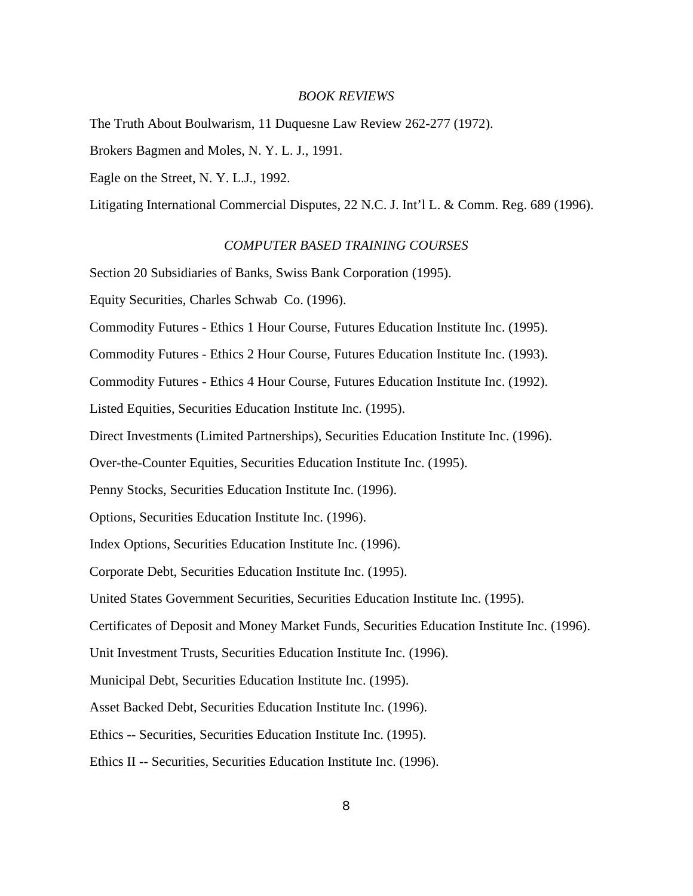## *BOOK REVIEWS*

The Truth About Boulwarism, 11 Duquesne Law Review 262-277 (1972).

Brokers Bagmen and Moles, N. Y. L. J., 1991.

Eagle on the Street, N. Y. L.J., 1992.

Litigating International Commercial Disputes, 22 N.C. J. Int'l L. & Comm. Reg. 689 (1996).

## *COMPUTER BASED TRAINING COURSES*

Section 20 Subsidiaries of Banks, Swiss Bank Corporation (1995).

Equity Securities, Charles Schwab  Co. (1996).

Commodity Futures - Ethics 1 Hour Course, Futures Education Institute Inc. (1995).

Commodity Futures - Ethics 2 Hour Course, Futures Education Institute Inc. (1993).

Commodity Futures - Ethics 4 Hour Course, Futures Education Institute Inc. (1992).

Listed Equities, Securities Education Institute Inc. (1995).

Direct Investments (Limited Partnerships), Securities Education Institute Inc. (1996).

Over-the-Counter Equities, Securities Education Institute Inc. (1995).

Penny Stocks, Securities Education Institute Inc. (1996).

Options, Securities Education Institute Inc. (1996).

Index Options, Securities Education Institute Inc. (1996).

Corporate Debt, Securities Education Institute Inc. (1995).

United States Government Securities, Securities Education Institute Inc. (1995).

Certificates of Deposit and Money Market Funds, Securities Education Institute Inc. (1996).

Unit Investment Trusts, Securities Education Institute Inc. (1996).

Municipal Debt, Securities Education Institute Inc. (1995).

Asset Backed Debt, Securities Education Institute Inc. (1996).

Ethics -- Securities, Securities Education Institute Inc. (1995).

Ethics II -- Securities, Securities Education Institute Inc. (1996).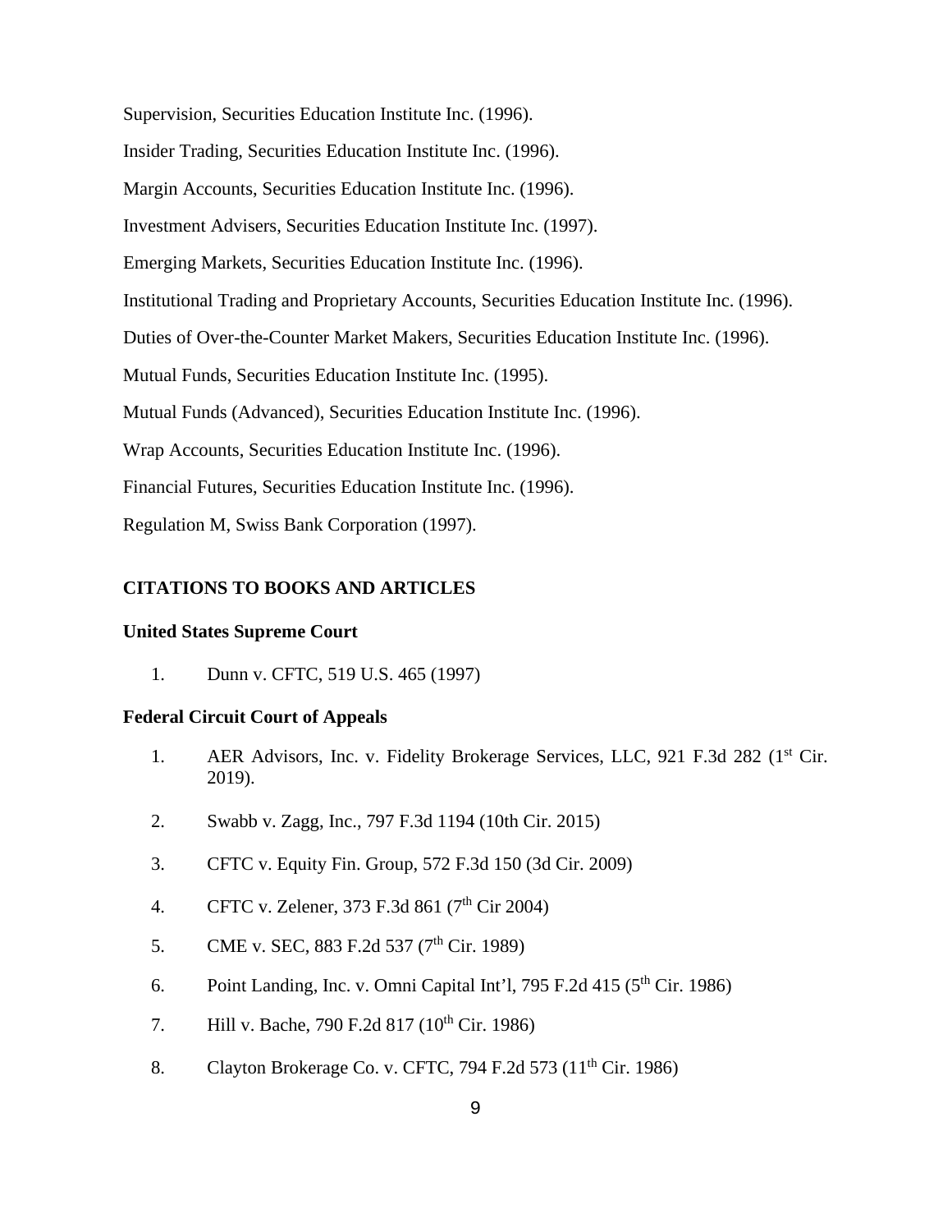Supervision, Securities Education Institute Inc. (1996).

Insider Trading, Securities Education Institute Inc. (1996).

Margin Accounts, Securities Education Institute Inc. (1996).

Investment Advisers, Securities Education Institute Inc. (1997).

Emerging Markets, Securities Education Institute Inc. (1996).

Institutional Trading and Proprietary Accounts, Securities Education Institute Inc. (1996).

Duties of Over-the-Counter Market Makers, Securities Education Institute Inc. (1996).

Mutual Funds, Securities Education Institute Inc. (1995).

Mutual Funds (Advanced), Securities Education Institute Inc. (1996).

Wrap Accounts, Securities Education Institute Inc. (1996).

Financial Futures, Securities Education Institute Inc. (1996).

Regulation M, Swiss Bank Corporation (1997).

## CITATIONS TO BOOKS AND ARTICLES

### United States Supreme Court

1. Dunn v. CFTC, 519 U.S. 465 (1997)

### Federal Circuit Court of Appeals

1. AER Advisors, Inc. v. Fidelity Brokerage Services, LLC, 921 F.3d 282 (1st Cir. 2019).
2. Swabb v. Zagg, Inc., 797 F.3d 1194 (10th Cir. 2015)
3. CFTC v. Equity Fin. Group, 572 F.3d 150 (3d Cir. 2009)
4. CFTC v. Zelener, 373 F.3d 861 (7th Cir 2004)
5. CME v. SEC, 883 F.2d 537 (7th Cir. 1989)
6. Point Landing, Inc. v. Omni Capital Int'l, 795 F.2d 415 (5th Cir. 1986)
7. Hill v. Bache, 790 F.2d 817 (10th Cir. 1986)
8. Clayton Brokerage Co. v. CFTC, 794 F.2d 573 (11th Cir. 1986)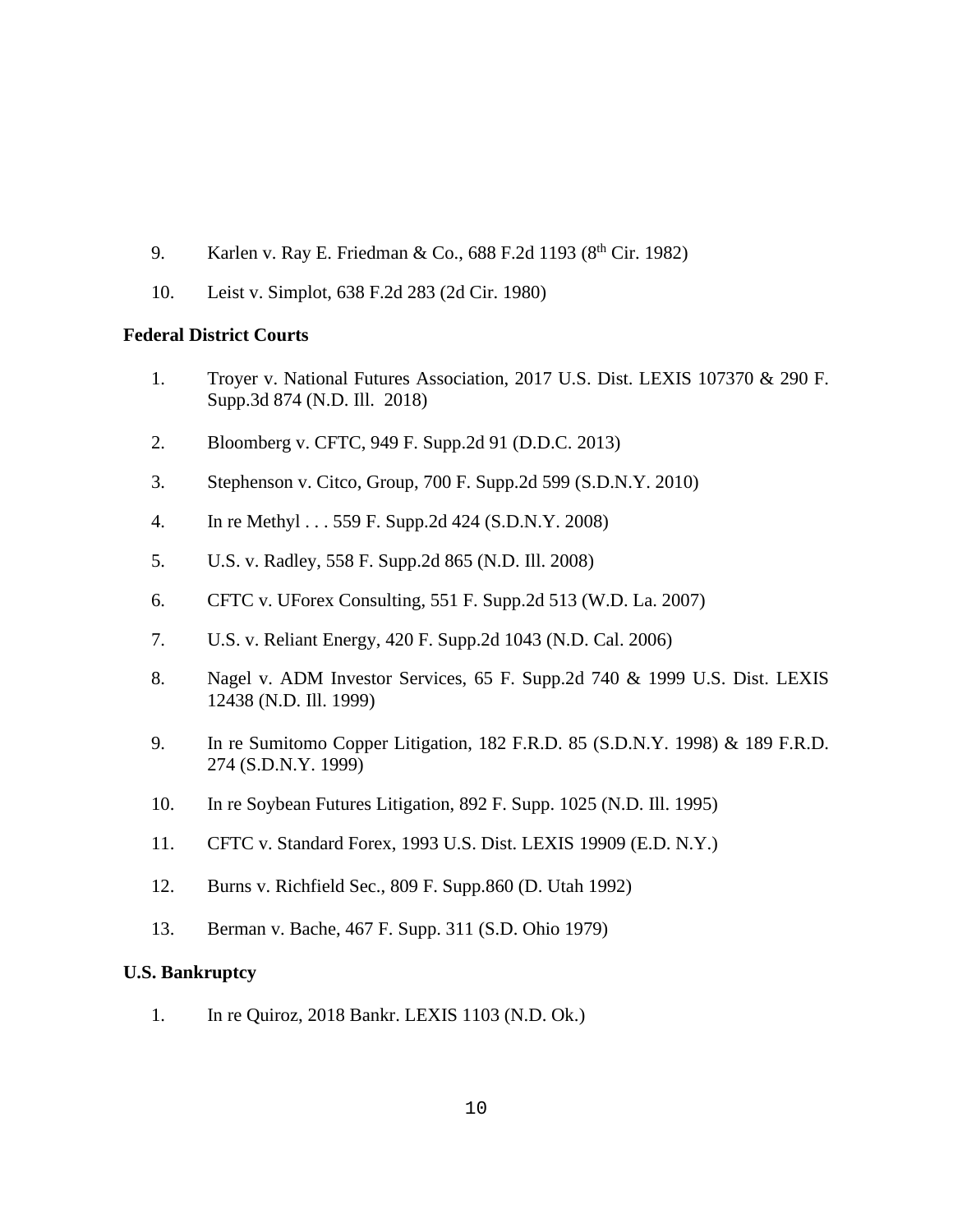9. Karlen v. Ray E. Friedman & Co., 688 F.2d 1193 (8th Cir. 1982)

10. Leist v. Simplot, 638 F.2d 283 (2d Cir. 1980)

**Federal District Courts**

1. Troyer v. National Futures Association, 2017 U.S. Dist. LEXIS 107370 & 290 F. Supp.3d 874 (N.D. Ill. 2018)

2. Bloomberg v. CFTC, 949 F. Supp.2d 91 (D.D.C. 2013)

3. Stephenson v. Citco, Group, 700 F. Supp.2d 599 (S.D.N.Y. 2010)

4. In re Methyl . . . 559 F. Supp.2d 424 (S.D.N.Y. 2008)

5. U.S. v. Radley, 558 F. Supp.2d 865 (N.D. Ill. 2008)

6. CFTC v. UForex Consulting, 551 F. Supp.2d 513 (W.D. La. 2007)

7. U.S. v. Reliant Energy, 420 F. Supp.2d 1043 (N.D. Cal. 2006)

8. Nagel v. ADM Investor Services, 65 F. Supp.2d 740 & 1999 U.S. Dist. LEXIS 12438 (N.D. Ill. 1999)

9. In re Sumitomo Copper Litigation, 182 F.R.D. 85 (S.D.N.Y. 1998) & 189 F.R.D. 274 (S.D.N.Y. 1999)

10. In re Soybean Futures Litigation, 892 F. Supp. 1025 (N.D. Ill. 1995)

11. CFTC v. Standard Forex, 1993 U.S. Dist. LEXIS 19909 (E.D. N.Y.)

12. Burns v. Richfield Sec., 809 F. Supp.860 (D. Utah 1992)

13. Berman v. Bache, 467 F. Supp. 311 (S.D. Ohio 1979)

**U.S. Bankruptcy**

1. In re Quiroz, 2018 Bankr. LEXIS 1103 (N.D. Ok.)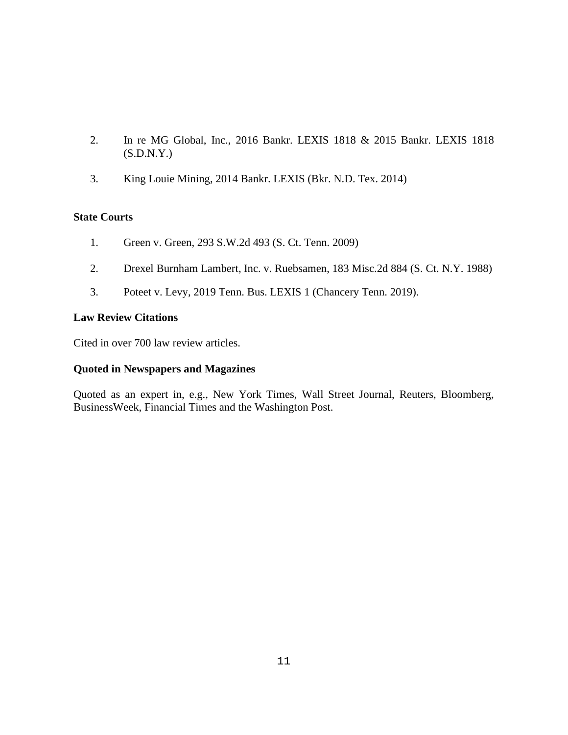2. In re MG Global, Inc., 2016 Bankr. LEXIS 1818 & 2015 Bankr. LEXIS 1818 (S.D.N.Y.)

3. King Louie Mining, 2014 Bankr. LEXIS (Bkr. N.D. Tex. 2014)

**State Courts**

1. Green v. Green, 293 S.W.2d 493 (S. Ct. Tenn. 2009)

2. Drexel Burnham Lambert, Inc. v. Ruebsamen, 183 Misc.2d 884 (S. Ct. N.Y. 1988)

3. Poteet v. Levy, 2019 Tenn. Bus. LEXIS 1 (Chancery Tenn. 2019).

**Law Review Citations**

Cited in over 700 law review articles.

**Quoted in Newspapers and Magazines**

Quoted as an expert in, e.g., New York Times, Wall Street Journal, Reuters, Bloomberg, BusinessWeek, Financial Times and the Washington Post.